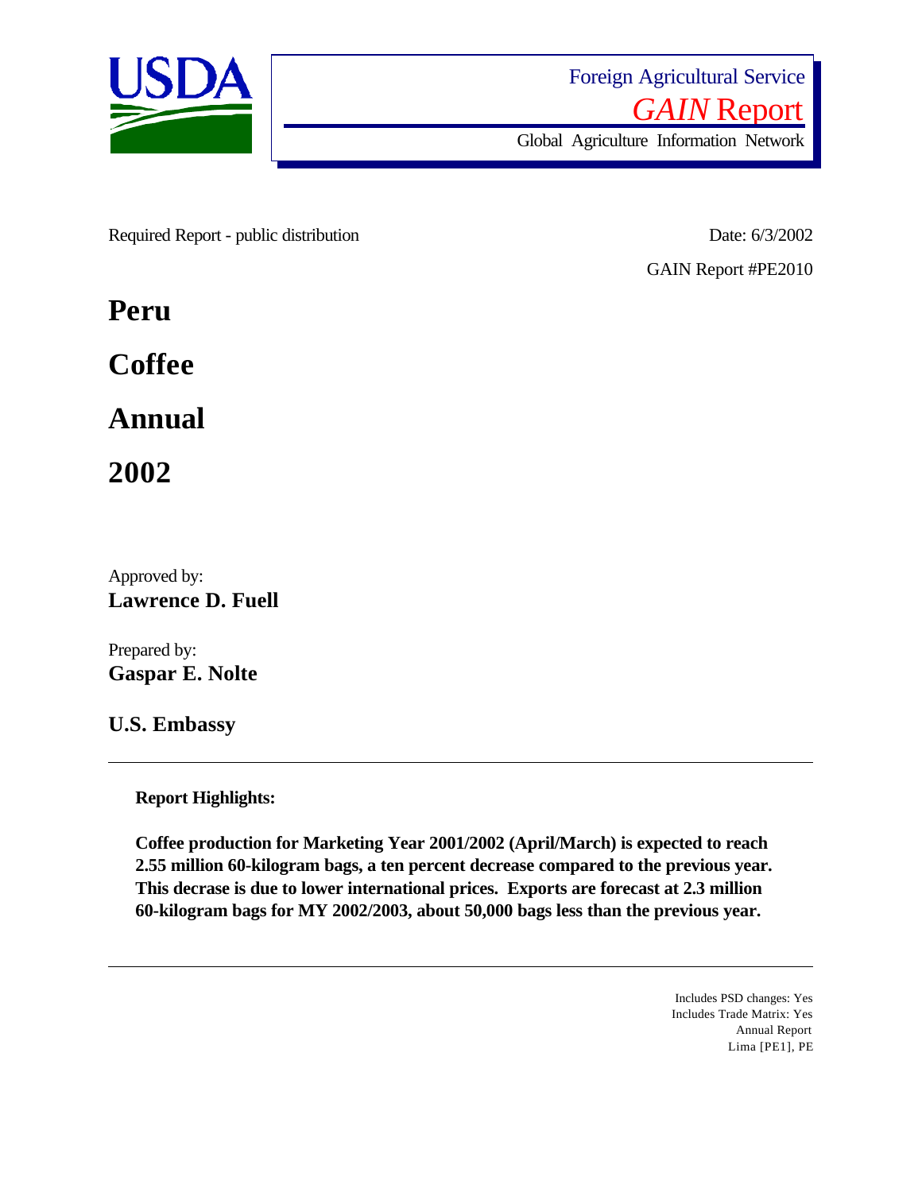Foreign Agricultural Service

*GAIN* Report

Global Agriculture Information Network

Required Report - public distribution

Date: 6/3/2002

GAIN Report #PE2010

# Peru

# Coffee

# Annual

# 2002

Approved by:
**Lawrence D. Fuell**

Prepared by:
**Gaspar E. Nolte**

**U.S. Embassy**

---

**Report Highlights:**

**Coffee production for Marketing Year 2001/2002 (April/March) is expected to reach 2.55 million 60-kilogram bags, a ten percent decrease compared to the previous year. This decrase is due to lower international prices. Exports are forecast at 2.3 million 60-kilogram bags for MY 2002/2003, about 50,000 bags less than the previous year.**

---

Includes PSD changes: Yes
Includes Trade Matrix: Yes
Annual Report
Lima [PE1], PE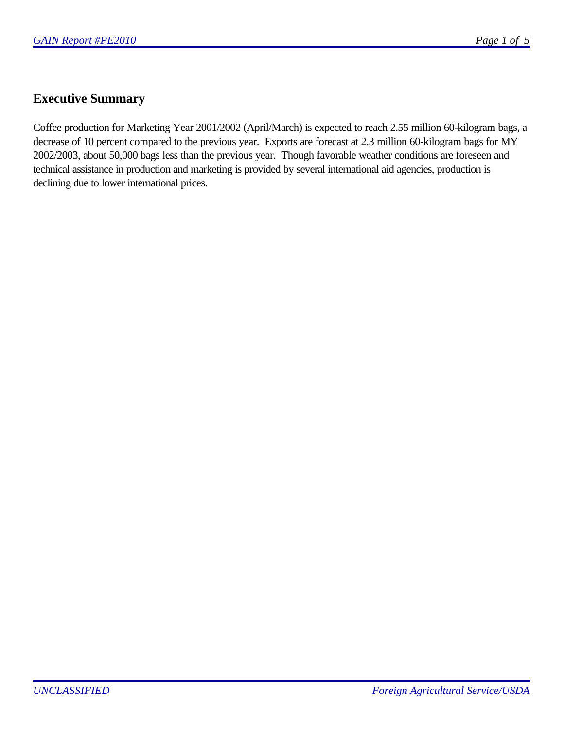## Executive Summary

Coffee production for Marketing Year 2001/2002 (April/March) is expected to reach 2.55 million 60-kilogram bags, a decrease of 10 percent compared to the previous year. Exports are forecast at 2.3 million 60-kilogram bags for MY 2002/2003, about 50,000 bags less than the previous year. Though favorable weather conditions are foreseen and technical assistance in production and marketing is provided by several international aid agencies, production is declining due to lower international prices.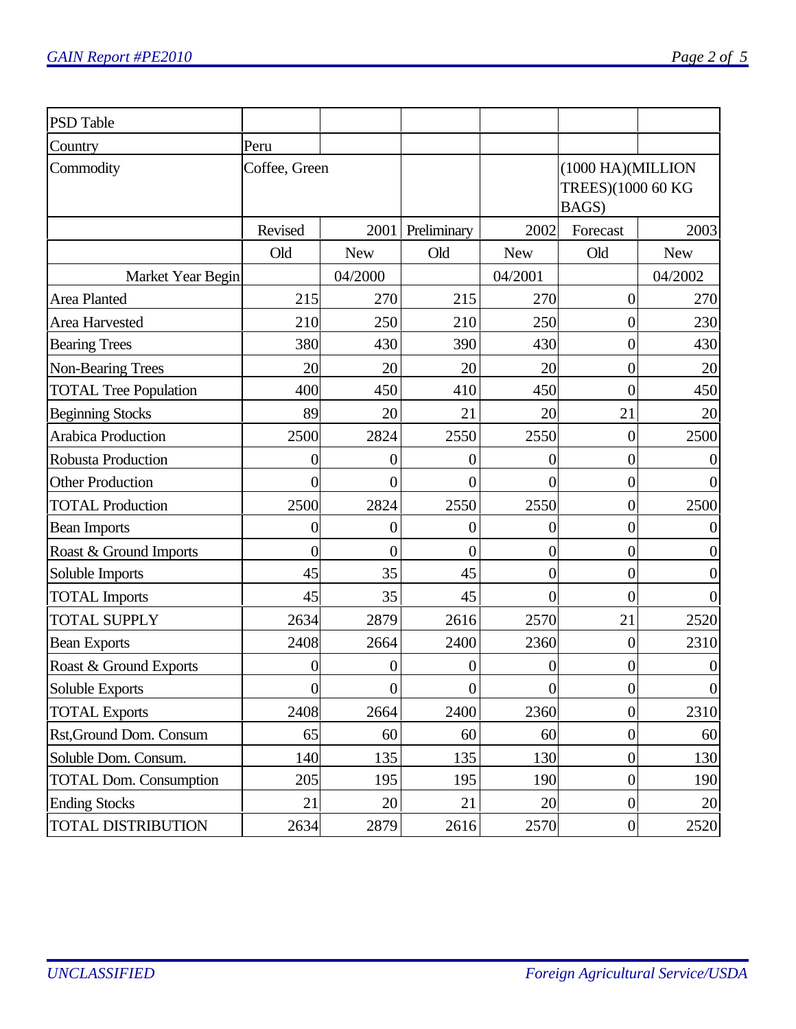| PSD Table | | | | | | |
|---|---|---|---|---|---|---|
| Country | Peru | | | | | |
| Commodity | Coffee, Green | | | | (1000 HA)(MILLION TREES)(1000 60 KG BAGS) | |
| | Revised | 2001 | Preliminary | 2002 | Forecast | 2003 |
| | Old | New | Old | New | Old | New |
| Market Year Begin | | 04/2000 | | 04/2001 | | 04/2002 |
| Area Planted | 215 | 270 | 215 | 270 | 0 | 270 |
| Area Harvested | 210 | 250 | 210 | 250 | 0 | 230 |
| Bearing Trees | 380 | 430 | 390 | 430 | 0 | 430 |
| Non-Bearing Trees | 20 | 20 | 20 | 20 | 0 | 20 |
| TOTAL Tree Population | 400 | 450 | 410 | 450 | 0 | 450 |
| Beginning Stocks | 89 | 20 | 21 | 20 | 21 | 20 |
| Arabica Production | 2500 | 2824 | 2550 | 2550 | 0 | 2500 |
| Robusta Production | 0 | 0 | 0 | 0 | 0 | 0 |
| Other Production | 0 | 0 | 0 | 0 | 0 | 0 |
| TOTAL Production | 2500 | 2824 | 2550 | 2550 | 0 | 2500 |
| Bean Imports | 0 | 0 | 0 | 0 | 0 | 0 |
| Roast & Ground Imports | 0 | 0 | 0 | 0 | 0 | 0 |
| Soluble Imports | 45 | 35 | 45 | 0 | 0 | 0 |
| TOTAL Imports | 45 | 35 | 45 | 0 | 0 | 0 |
| TOTAL SUPPLY | 2634 | 2879 | 2616 | 2570 | 21 | 2520 |
| Bean Exports | 2408 | 2664 | 2400 | 2360 | 0 | 2310 |
| Roast & Ground Exports | 0 | 0 | 0 | 0 | 0 | 0 |
| Soluble Exports | 0 | 0 | 0 | 0 | 0 | 0 |
| TOTAL Exports | 2408 | 2664 | 2400 | 2360 | 0 | 2310 |
| Rst,Ground Dom. Consum | 65 | 60 | 60 | 60 | 0 | 60 |
| Soluble Dom. Consum. | 140 | 135 | 135 | 130 | 0 | 130 |
| TOTAL Dom. Consumption | 205 | 195 | 195 | 190 | 0 | 190 |
| Ending Stocks | 21 | 20 | 21 | 20 | 0 | 20 |
| TOTAL DISTRIBUTION | 2634 | 2879 | 2616 | 2570 | 0 | 2520 |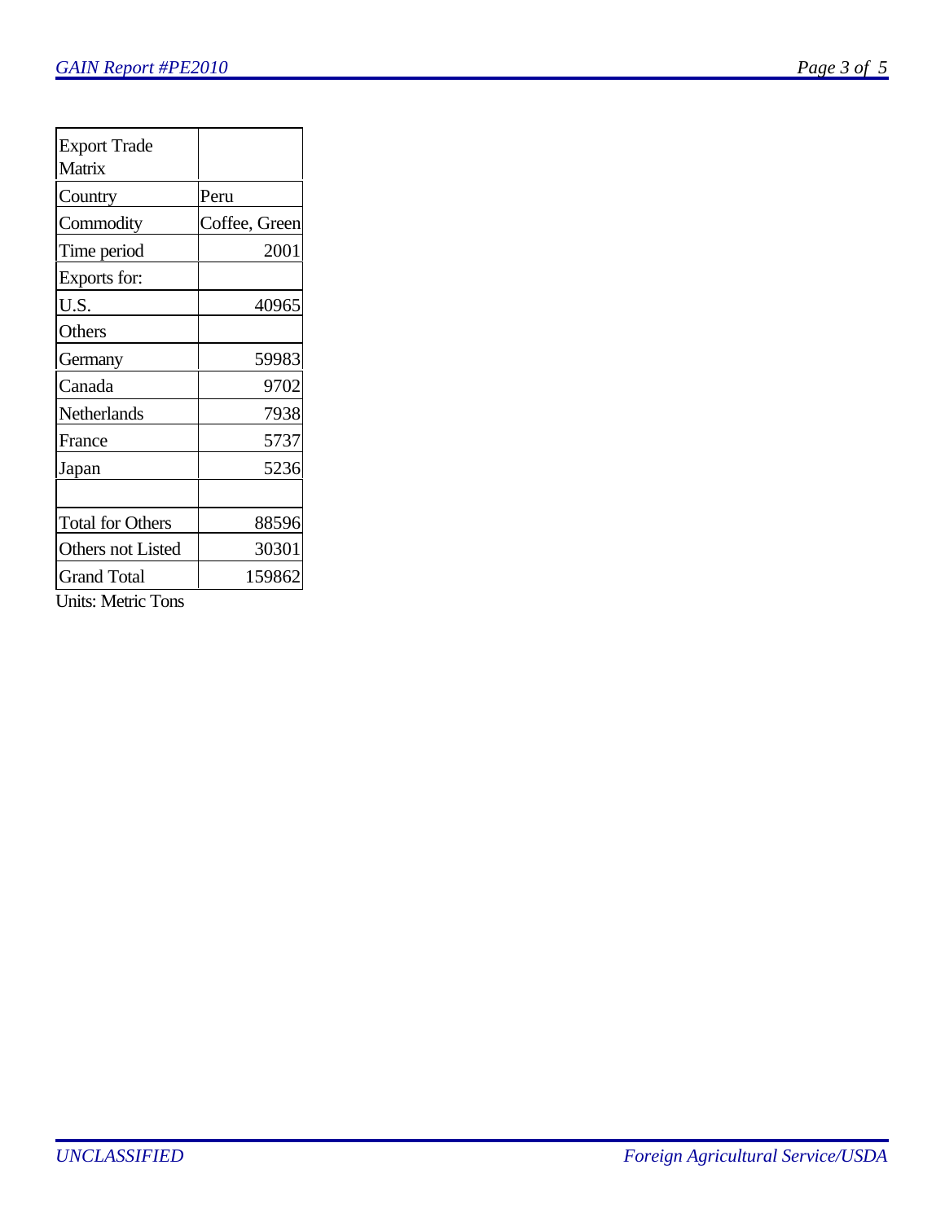| Export Trade Matrix | |
|---|---|
| Country | Peru |
| Commodity | Coffee, Green |
| Time period | 2001 |
| Exports for: | |
| U.S. | 40965 |
| Others | |
| Germany | 59983 |
| Canada | 9702 |
| Netherlands | 7938 |
| France | 5737 |
| Japan | 5236 |
| | |
| Total for Others | 88596 |
| Others not Listed | 30301 |
| Grand Total | 159862 |

Units: Metric Tons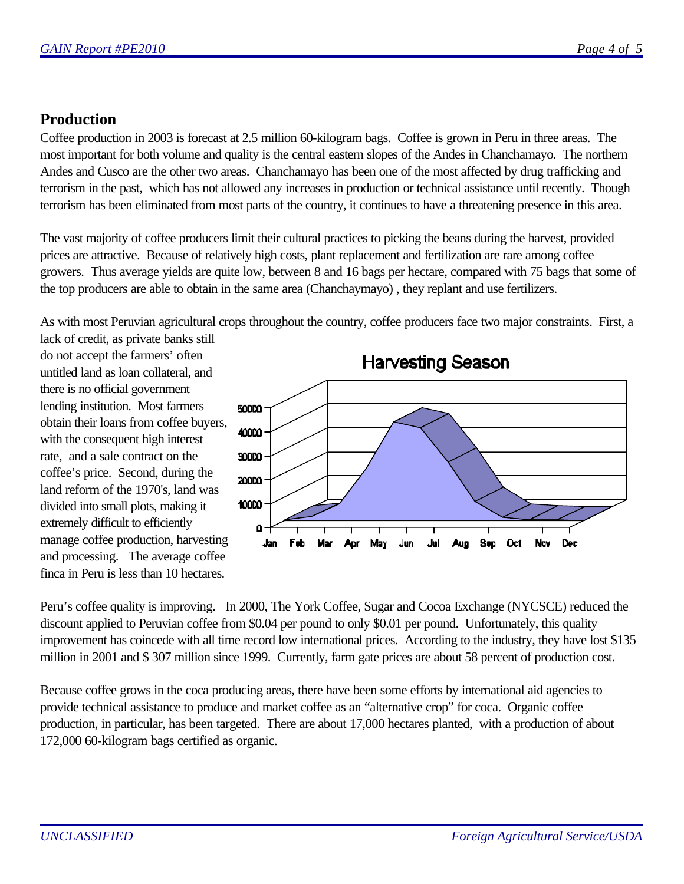## Production

Coffee production in 2003 is forecast at 2.5 million 60-kilogram bags. Coffee is grown in Peru in three areas. The most important for both volume and quality is the central eastern slopes of the Andes in Chanchamayo. The northern Andes and Cusco are the other two areas. Chanchamayo has been one of the most affected by drug trafficking and terrorism in the past, which has not allowed any increases in production or technical assistance until recently. Though terrorism has been eliminated from most parts of the country, it continues to have a threatening presence in this area.

The vast majority of coffee producers limit their cultural practices to picking the beans during the harvest, provided prices are attractive. Because of relatively high costs, plant replacement and fertilization are rare among coffee growers. Thus average yields are quite low, between 8 and 16 bags per hectare, compared with 75 bags that some of the top producers are able to obtain in the same area (Chanchaymayo) , they replant and use fertilizers.

As with most Peruvian agricultural crops throughout the country, coffee producers face two major constraints. First, a lack of credit, as private banks still do not accept the farmers' often untitled land as loan collateral, and there is no official government lending institution. Most farmers obtain their loans from coffee buyers, with the consequent high interest rate, and a sale contract on the coffee's price. Second, during the land reform of the 1970's, land was divided into small plots, making it extremely difficult to efficiently manage coffee production, harvesting and processing. The average coffee finca in Peru is less than 10 hectares.

Harvesting Season

Peru's coffee quality is improving. In 2000, The York Coffee, Sugar and Cocoa Exchange (NYCSCE) reduced the discount applied to Peruvian coffee from $0.04 per pound to only $0.01 per pound. Unfortunately, this quality improvement has coincede with all time record low international prices. According to the industry, they have lost $135 million in 2001 and $ 307 million since 1999. Currently, farm gate prices are about 58 percent of production cost.

Because coffee grows in the coca producing areas, there have been some efforts by international aid agencies to provide technical assistance to produce and market coffee as an "alternative crop" for coca. Organic coffee production, in particular, has been targeted. There are about 17,000 hectares planted, with a production of about 172,000 60-kilogram bags certified as organic.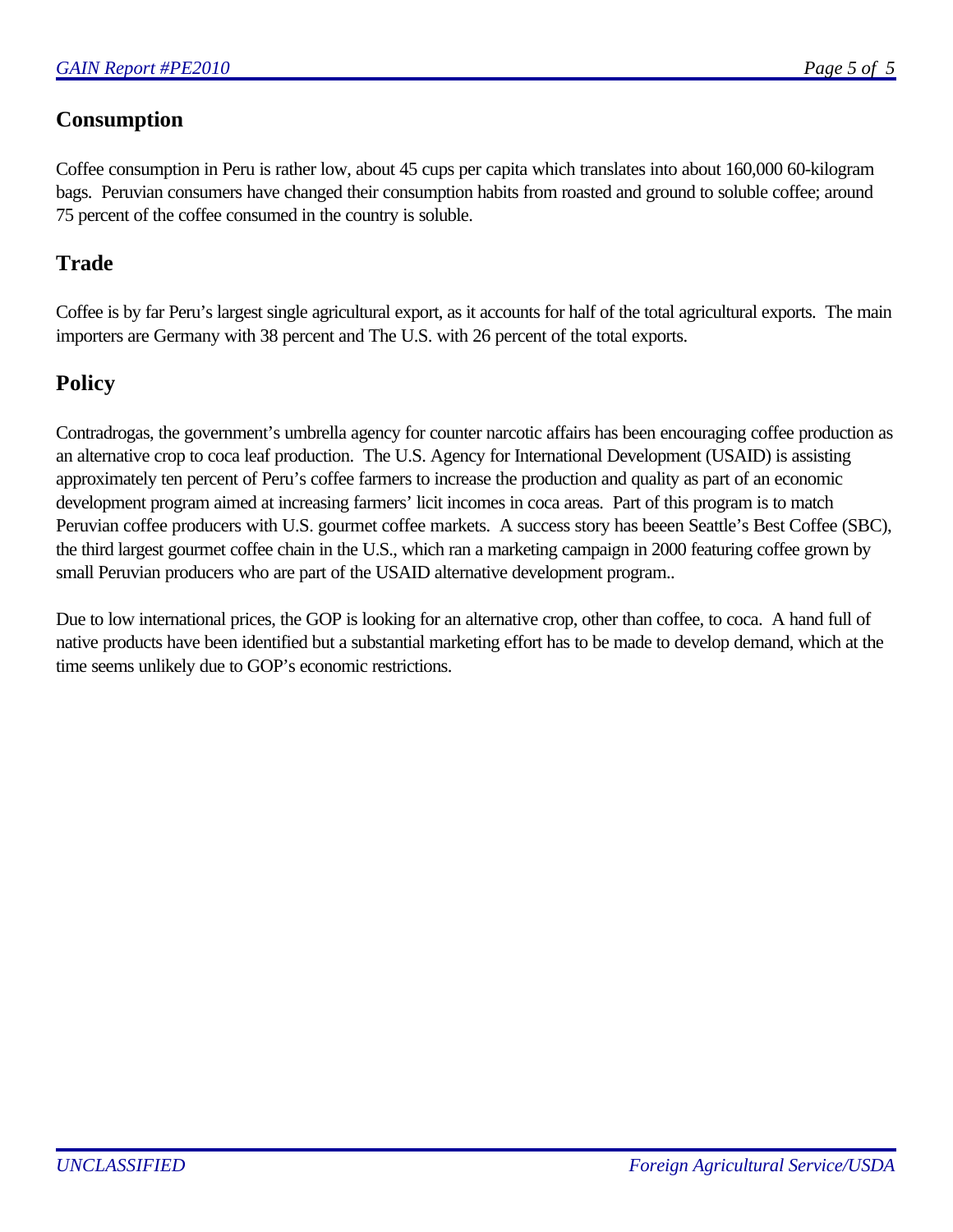## Consumption

Coffee consumption in Peru is rather low, about 45 cups per capita which translates into about 160,000 60-kilogram bags. Peruvian consumers have changed their consumption habits from roasted and ground to soluble coffee; around 75 percent of the coffee consumed in the country is soluble.

## Trade

Coffee is by far Peru's largest single agricultural export, as it accounts for half of the total agricultural exports. The main importers are Germany with 38 percent and The U.S. with 26 percent of the total exports.

## Policy

Contradrogas, the government's umbrella agency for counter narcotic affairs has been encouraging coffee production as an alternative crop to coca leaf production. The U.S. Agency for International Development (USAID) is assisting approximately ten percent of Peru's coffee farmers to increase the production and quality as part of an economic development program aimed at increasing farmers' licit incomes in coca areas. Part of this program is to match Peruvian coffee producers with U.S. gourmet coffee markets. A success story has beeen Seattle's Best Coffee (SBC), the third largest gourmet coffee chain in the U.S., which ran a marketing campaign in 2000 featuring coffee grown by small Peruvian producers who are part of the USAID alternative development program..

Due to low international prices, the GOP is looking for an alternative crop, other than coffee, to coca. A hand full of native products have been identified but a substantial marketing effort has to be made to develop demand, which at the time seems unlikely due to GOP's economic restrictions.